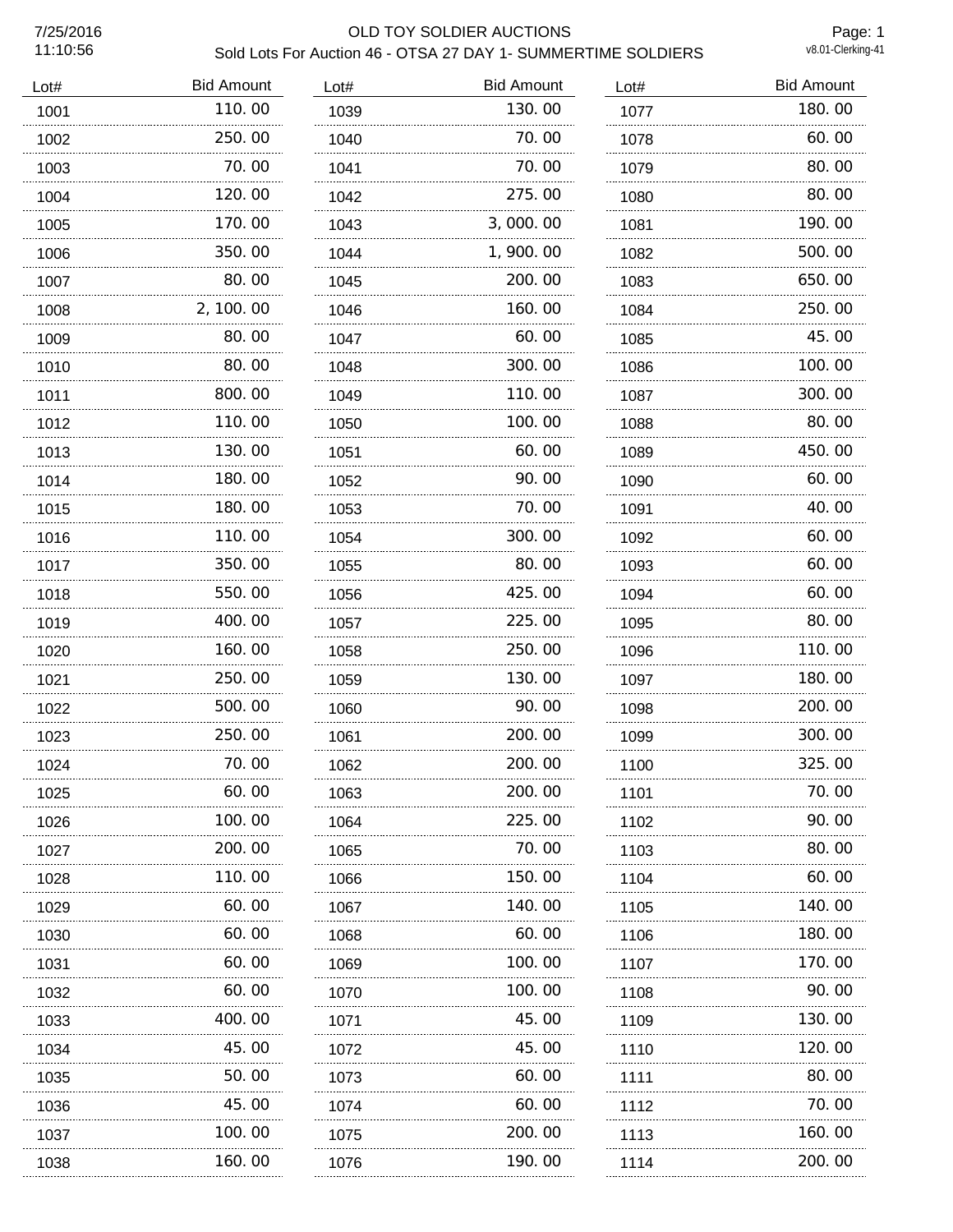# OLD TOY SOLDIER AUCTIONS

## Sold Lots For Auction 46 - OTSA 27 DAY 1- SUMMERTIME SOLDIERS

7/25/2016
11:10:56

v8.01-Clerking-41

| Lot# | Bid Amount |
|---|---|
| 1001 | 110.00 |
| 1002 | 250.00 |
| 1003 | 70.00 |
| 1004 | 120.00 |
| 1005 | 170.00 |
| 1006 | 350.00 |
| 1007 | 80.00 |
| 1008 | 2,100.00 |
| 1009 | 80.00 |
| 1010 | 80.00 |
| 1011 | 800.00 |
| 1012 | 110.00 |
| 1013 | 130.00 |
| 1014 | 180.00 |
| 1015 | 180.00 |
| 1016 | 110.00 |
| 1017 | 350.00 |
| 1018 | 550.00 |
| 1019 | 400.00 |
| 1020 | 160.00 |
| 1021 | 250.00 |
| 1022 | 500.00 |
| 1023 | 250.00 |
| 1024 | 70.00 |
| 1025 | 60.00 |
| 1026 | 100.00 |
| 1027 | 200.00 |
| 1028 | 110.00 |
| 1029 | 60.00 |
| 1030 | 60.00 |
| 1031 | 60.00 |
| 1032 | 60.00 |
| 1033 | 400.00 |
| 1034 | 45.00 |
| 1035 | 50.00 |
| 1036 | 45.00 |
| 1037 | 100.00 |
| 1038 | 160.00 |
| 1039 | 130.00 |
| 1040 | 70.00 |
| 1041 | 70.00 |
| 1042 | 275.00 |
| 1043 | 3,000.00 |
| 1044 | 1,900.00 |
| 1045 | 200.00 |
| 1046 | 160.00 |
| 1047 | 60.00 |
| 1048 | 300.00 |
| 1049 | 110.00 |
| 1050 | 100.00 |
| 1051 | 60.00 |
| 1052 | 90.00 |
| 1053 | 70.00 |
| 1054 | 300.00 |
| 1055 | 80.00 |
| 1056 | 425.00 |
| 1057 | 225.00 |
| 1058 | 250.00 |
| 1059 | 130.00 |
| 1060 | 90.00 |
| 1061 | 200.00 |
| 1062 | 200.00 |
| 1063 | 200.00 |
| 1064 | 225.00 |
| 1065 | 70.00 |
| 1066 | 150.00 |
| 1067 | 140.00 |
| 1068 | 60.00 |
| 1069 | 100.00 |
| 1070 | 100.00 |
| 1071 | 45.00 |
| 1072 | 45.00 |
| 1073 | 60.00 |
| 1074 | 60.00 |
| 1075 | 200.00 |
| 1076 | 190.00 |
| 1077 | 180.00 |
| 1078 | 60.00 |
| 1079 | 80.00 |
| 1080 | 80.00 |
| 1081 | 190.00 |
| 1082 | 500.00 |
| 1083 | 650.00 |
| 1084 | 250.00 |
| 1085 | 45.00 |
| 1086 | 100.00 |
| 1087 | 300.00 |
| 1088 | 80.00 |
| 1089 | 450.00 |
| 1090 | 60.00 |
| 1091 | 40.00 |
| 1092 | 60.00 |
| 1093 | 60.00 |
| 1094 | 60.00 |
| 1095 | 80.00 |
| 1096 | 110.00 |
| 1097 | 180.00 |
| 1098 | 200.00 |
| 1099 | 300.00 |
| 1100 | 325.00 |
| 1101 | 70.00 |
| 1102 | 90.00 |
| 1103 | 80.00 |
| 1104 | 60.00 |
| 1105 | 140.00 |
| 1106 | 180.00 |
| 1107 | 170.00 |
| 1108 | 90.00 |
| 1109 | 130.00 |
| 1110 | 120.00 |
| 1111 | 80.00 |
| 1112 | 70.00 |
| 1113 | 160.00 |
| 1114 | 200.00 |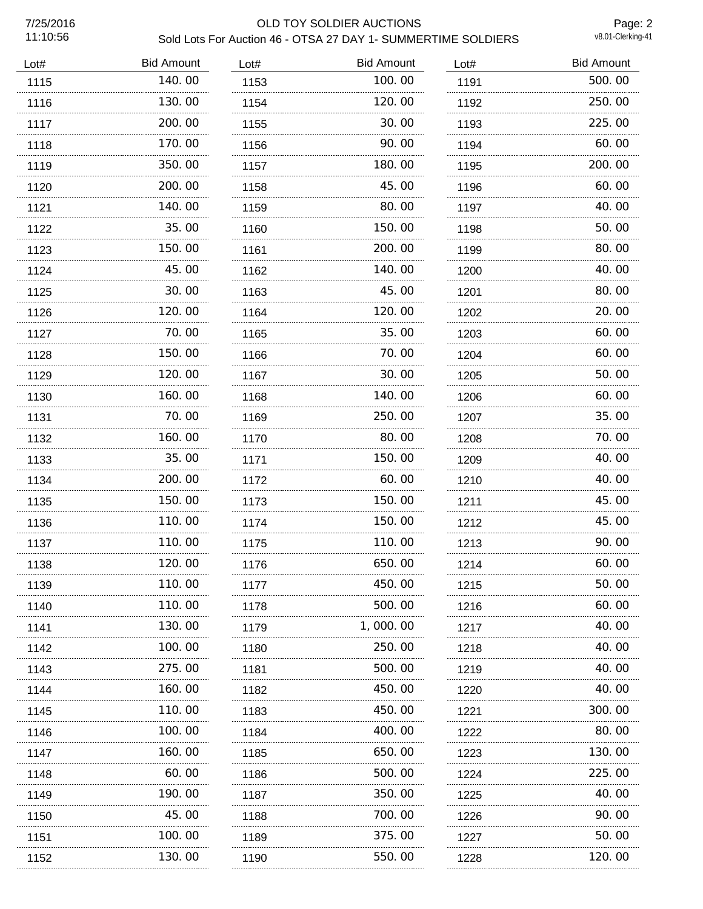# OLD TOY SOLDIER AUCTIONS

## Sold Lots For Auction 46 - OTSA 27 DAY 1- SUMMERTIME SOLDIERS

7/25/2016 11:10:56

| Lot# | Bid Amount |
|---|---|
| 1115 | 140.00 |
| 1116 | 130.00 |
| 1117 | 200.00 |
| 1118 | 170.00 |
| 1119 | 350.00 |
| 1120 | 200.00 |
| 1121 | 140.00 |
| 1122 | 35.00 |
| 1123 | 150.00 |
| 1124 | 45.00 |
| 1125 | 30.00 |
| 1126 | 120.00 |
| 1127 | 70.00 |
| 1128 | 150.00 |
| 1129 | 120.00 |
| 1130 | 160.00 |
| 1131 | 70.00 |
| 1132 | 160.00 |
| 1133 | 35.00 |
| 1134 | 200.00 |
| 1135 | 150.00 |
| 1136 | 110.00 |
| 1137 | 110.00 |
| 1138 | 120.00 |
| 1139 | 110.00 |
| 1140 | 110.00 |
| 1141 | 130.00 |
| 1142 | 100.00 |
| 1143 | 275.00 |
| 1144 | 160.00 |
| 1145 | 110.00 |
| 1146 | 100.00 |
| 1147 | 160.00 |
| 1148 | 60.00 |
| 1149 | 190.00 |
| 1150 | 45.00 |
| 1151 | 100.00 |
| 1152 | 130.00 |
| 1153 | 100.00 |
| 1154 | 120.00 |
| 1155 | 30.00 |
| 1156 | 90.00 |
| 1157 | 180.00 |
| 1158 | 45.00 |
| 1159 | 80.00 |
| 1160 | 150.00 |
| 1161 | 200.00 |
| 1162 | 140.00 |
| 1163 | 45.00 |
| 1164 | 120.00 |
| 1165 | 35.00 |
| 1166 | 70.00 |
| 1167 | 30.00 |
| 1168 | 140.00 |
| 1169 | 250.00 |
| 1170 | 80.00 |
| 1171 | 150.00 |
| 1172 | 60.00 |
| 1173 | 150.00 |
| 1174 | 150.00 |
| 1175 | 110.00 |
| 1176 | 650.00 |
| 1177 | 450.00 |
| 1178 | 500.00 |
| 1179 | 1,000.00 |
| 1180 | 250.00 |
| 1181 | 500.00 |
| 1182 | 450.00 |
| 1183 | 450.00 |
| 1184 | 400.00 |
| 1185 | 650.00 |
| 1186 | 500.00 |
| 1187 | 350.00 |
| 1188 | 700.00 |
| 1189 | 375.00 |
| 1190 | 550.00 |
| 1191 | 500.00 |
| 1192 | 250.00 |
| 1193 | 225.00 |
| 1194 | 60.00 |
| 1195 | 200.00 |
| 1196 | 60.00 |
| 1197 | 40.00 |
| 1198 | 50.00 |
| 1199 | 80.00 |
| 1200 | 40.00 |
| 1201 | 80.00 |
| 1202 | 20.00 |
| 1203 | 60.00 |
| 1204 | 60.00 |
| 1205 | 50.00 |
| 1206 | 60.00 |
| 1207 | 35.00 |
| 1208 | 70.00 |
| 1209 | 40.00 |
| 1210 | 40.00 |
| 1211 | 45.00 |
| 1212 | 45.00 |
| 1213 | 90.00 |
| 1214 | 60.00 |
| 1215 | 50.00 |
| 1216 | 60.00 |
| 1217 | 40.00 |
| 1218 | 40.00 |
| 1219 | 40.00 |
| 1220 | 40.00 |
| 1221 | 300.00 |
| 1222 | 80.00 |
| 1223 | 130.00 |
| 1224 | 225.00 |
| 1225 | 40.00 |
| 1226 | 90.00 |
| 1227 | 50.00 |
| 1228 | 120.00 |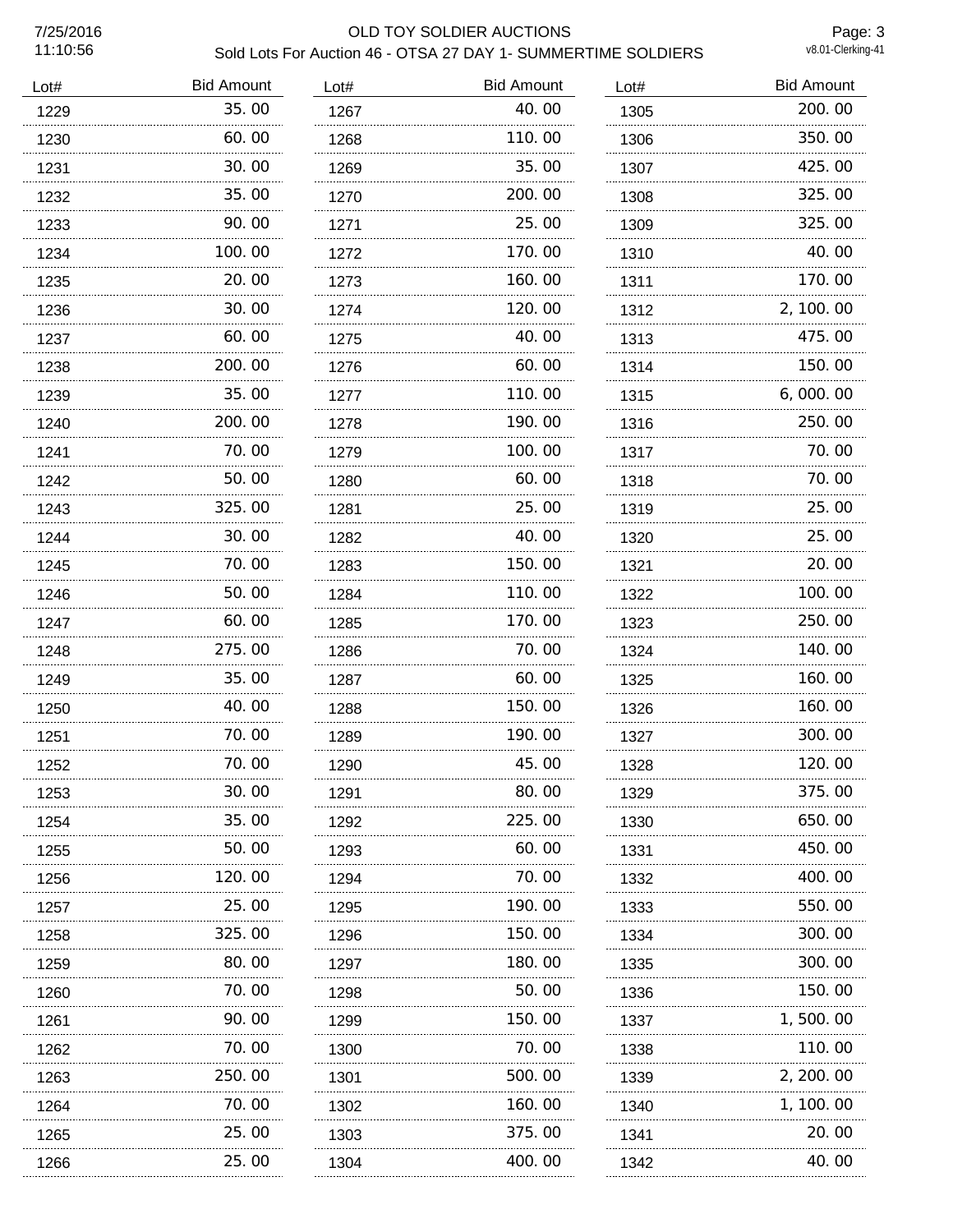# OLD TOY SOLDIER AUCTIONS

## Sold Lots For Auction 46 - OTSA 27 DAY 1- SUMMERTIME SOLDIERS

7/25/2016 11:10:56

v8.01-Clerking-41

| Lot# | Bid Amount |
|---|---|
| 1229 | 35.00 |
| 1230 | 60.00 |
| 1231 | 30.00 |
| 1232 | 35.00 |
| 1233 | 90.00 |
| 1234 | 100.00 |
| 1235 | 20.00 |
| 1236 | 30.00 |
| 1237 | 60.00 |
| 1238 | 200.00 |
| 1239 | 35.00 |
| 1240 | 200.00 |
| 1241 | 70.00 |
| 1242 | 50.00 |
| 1243 | 325.00 |
| 1244 | 30.00 |
| 1245 | 70.00 |
| 1246 | 50.00 |
| 1247 | 60.00 |
| 1248 | 275.00 |
| 1249 | 35.00 |
| 1250 | 40.00 |
| 1251 | 70.00 |
| 1252 | 70.00 |
| 1253 | 30.00 |
| 1254 | 35.00 |
| 1255 | 50.00 |
| 1256 | 120.00 |
| 1257 | 25.00 |
| 1258 | 325.00 |
| 1259 | 80.00 |
| 1260 | 70.00 |
| 1261 | 90.00 |
| 1262 | 70.00 |
| 1263 | 250.00 |
| 1264 | 70.00 |
| 1265 | 25.00 |
| 1266 | 25.00 |
| 1267 | 40.00 |
| 1268 | 110.00 |
| 1269 | 35.00 |
| 1270 | 200.00 |
| 1271 | 25.00 |
| 1272 | 170.00 |
| 1273 | 160.00 |
| 1274 | 120.00 |
| 1275 | 40.00 |
| 1276 | 60.00 |
| 1277 | 110.00 |
| 1278 | 190.00 |
| 1279 | 100.00 |
| 1280 | 60.00 |
| 1281 | 25.00 |
| 1282 | 40.00 |
| 1283 | 150.00 |
| 1284 | 110.00 |
| 1285 | 170.00 |
| 1286 | 70.00 |
| 1287 | 60.00 |
| 1288 | 150.00 |
| 1289 | 190.00 |
| 1290 | 45.00 |
| 1291 | 80.00 |
| 1292 | 225.00 |
| 1293 | 60.00 |
| 1294 | 70.00 |
| 1295 | 190.00 |
| 1296 | 150.00 |
| 1297 | 180.00 |
| 1298 | 50.00 |
| 1299 | 150.00 |
| 1300 | 70.00 |
| 1301 | 500.00 |
| 1302 | 160.00 |
| 1303 | 375.00 |
| 1304 | 400.00 |
| 1305 | 200.00 |
| 1306 | 350.00 |
| 1307 | 425.00 |
| 1308 | 325.00 |
| 1309 | 325.00 |
| 1310 | 40.00 |
| 1311 | 170.00 |
| 1312 | 2,100.00 |
| 1313 | 475.00 |
| 1314 | 150.00 |
| 1315 | 6,000.00 |
| 1316 | 250.00 |
| 1317 | 70.00 |
| 1318 | 70.00 |
| 1319 | 25.00 |
| 1320 | 25.00 |
| 1321 | 20.00 |
| 1322 | 100.00 |
| 1323 | 250.00 |
| 1324 | 140.00 |
| 1325 | 160.00 |
| 1326 | 160.00 |
| 1327 | 300.00 |
| 1328 | 120.00 |
| 1329 | 375.00 |
| 1330 | 650.00 |
| 1331 | 450.00 |
| 1332 | 400.00 |
| 1333 | 550.00 |
| 1334 | 300.00 |
| 1335 | 300.00 |
| 1336 | 150.00 |
| 1337 | 1,500.00 |
| 1338 | 110.00 |
| 1339 | 2,200.00 |
| 1340 | 1,100.00 |
| 1341 | 20.00 |
| 1342 | 40.00 |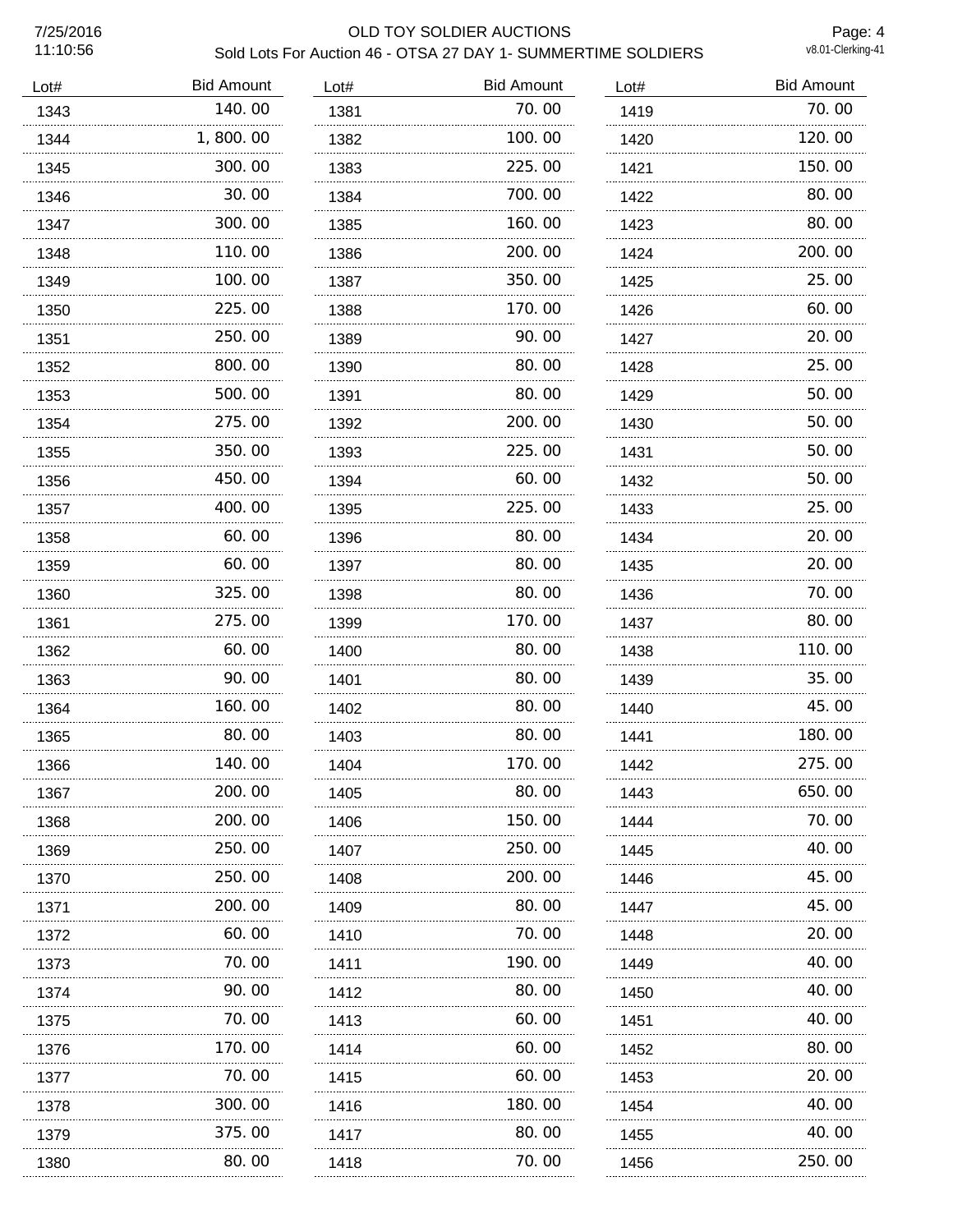# OLD TOY SOLDIER AUCTIONS

## Sold Lots For Auction 46 - OTSA 27 DAY 1- SUMMERTIME SOLDIERS

| Lot# | Bid Amount |
|---|---|
| 1343 | 140.00 |
| 1344 | 1,800.00 |
| 1345 | 300.00 |
| 1346 | 30.00 |
| 1347 | 300.00 |
| 1348 | 110.00 |
| 1349 | 100.00 |
| 1350 | 225.00 |
| 1351 | 250.00 |
| 1352 | 800.00 |
| 1353 | 500.00 |
| 1354 | 275.00 |
| 1355 | 350.00 |
| 1356 | 450.00 |
| 1357 | 400.00 |
| 1358 | 60.00 |
| 1359 | 60.00 |
| 1360 | 325.00 |
| 1361 | 275.00 |
| 1362 | 60.00 |
| 1363 | 90.00 |
| 1364 | 160.00 |
| 1365 | 80.00 |
| 1366 | 140.00 |
| 1367 | 200.00 |
| 1368 | 200.00 |
| 1369 | 250.00 |
| 1370 | 250.00 |
| 1371 | 200.00 |
| 1372 | 60.00 |
| 1373 | 70.00 |
| 1374 | 90.00 |
| 1375 | 70.00 |
| 1376 | 170.00 |
| 1377 | 70.00 |
| 1378 | 300.00 |
| 1379 | 375.00 |
| 1380 | 80.00 |
| 1381 | 70.00 |
| 1382 | 100.00 |
| 1383 | 225.00 |
| 1384 | 700.00 |
| 1385 | 160.00 |
| 1386 | 200.00 |
| 1387 | 350.00 |
| 1388 | 170.00 |
| 1389 | 90.00 |
| 1390 | 80.00 |
| 1391 | 80.00 |
| 1392 | 200.00 |
| 1393 | 225.00 |
| 1394 | 60.00 |
| 1395 | 225.00 |
| 1396 | 80.00 |
| 1397 | 80.00 |
| 1398 | 80.00 |
| 1399 | 170.00 |
| 1400 | 80.00 |
| 1401 | 80.00 |
| 1402 | 80.00 |
| 1403 | 80.00 |
| 1404 | 170.00 |
| 1405 | 80.00 |
| 1406 | 150.00 |
| 1407 | 250.00 |
| 1408 | 200.00 |
| 1409 | 80.00 |
| 1410 | 70.00 |
| 1411 | 190.00 |
| 1412 | 80.00 |
| 1413 | 60.00 |
| 1414 | 60.00 |
| 1415 | 60.00 |
| 1416 | 180.00 |
| 1417 | 80.00 |
| 1418 | 70.00 |
| 1419 | 70.00 |
| 1420 | 120.00 |
| 1421 | 150.00 |
| 1422 | 80.00 |
| 1423 | 80.00 |
| 1424 | 200.00 |
| 1425 | 25.00 |
| 1426 | 60.00 |
| 1427 | 20.00 |
| 1428 | 25.00 |
| 1429 | 50.00 |
| 1430 | 50.00 |
| 1431 | 50.00 |
| 1432 | 50.00 |
| 1433 | 25.00 |
| 1434 | 20.00 |
| 1435 | 20.00 |
| 1436 | 70.00 |
| 1437 | 80.00 |
| 1438 | 110.00 |
| 1439 | 35.00 |
| 1440 | 45.00 |
| 1441 | 180.00 |
| 1442 | 275.00 |
| 1443 | 650.00 |
| 1444 | 70.00 |
| 1445 | 40.00 |
| 1446 | 45.00 |
| 1447 | 45.00 |
| 1448 | 20.00 |
| 1449 | 40.00 |
| 1450 | 40.00 |
| 1451 | 40.00 |
| 1452 | 80.00 |
| 1453 | 20.00 |
| 1454 | 40.00 |
| 1455 | 40.00 |
| 1456 | 250.00 |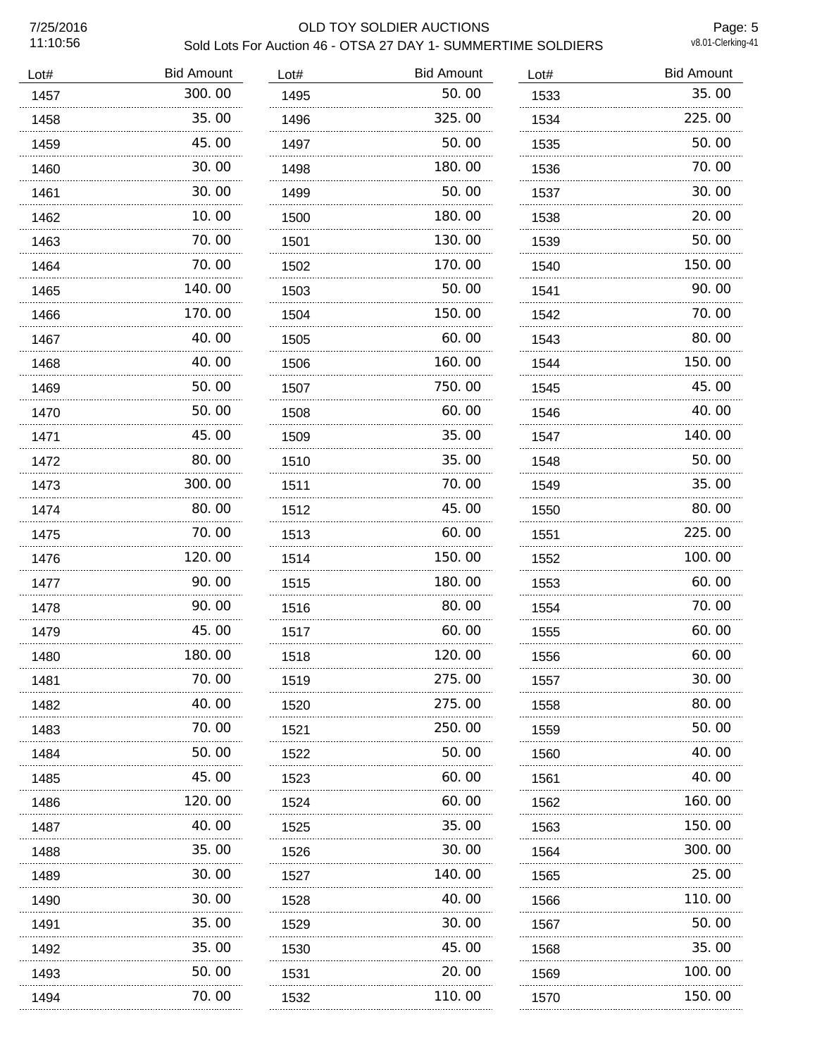OLD TOY SOLDIER AUCTIONS

Sold Lots For Auction 46 - OTSA 27 DAY 1- SUMMERTIME SOLDIERS

7/25/2016 11:10:56

v8.01-Clerking-41

| Lot# | Bid Amount |
|---|---|
| 1457 | 300.00 |
| 1458 | 35.00 |
| 1459 | 45.00 |
| 1460 | 30.00 |
| 1461 | 30.00 |
| 1462 | 10.00 |
| 1463 | 70.00 |
| 1464 | 70.00 |
| 1465 | 140.00 |
| 1466 | 170.00 |
| 1467 | 40.00 |
| 1468 | 40.00 |
| 1469 | 50.00 |
| 1470 | 50.00 |
| 1471 | 45.00 |
| 1472 | 80.00 |
| 1473 | 300.00 |
| 1474 | 80.00 |
| 1475 | 70.00 |
| 1476 | 120.00 |
| 1477 | 90.00 |
| 1478 | 90.00 |
| 1479 | 45.00 |
| 1480 | 180.00 |
| 1481 | 70.00 |
| 1482 | 40.00 |
| 1483 | 70.00 |
| 1484 | 50.00 |
| 1485 | 45.00 |
| 1486 | 120.00 |
| 1487 | 40.00 |
| 1488 | 35.00 |
| 1489 | 30.00 |
| 1490 | 30.00 |
| 1491 | 35.00 |
| 1492 | 35.00 |
| 1493 | 50.00 |
| 1494 | 70.00 |
| 1495 | 50.00 |
| 1496 | 325.00 |
| 1497 | 50.00 |
| 1498 | 180.00 |
| 1499 | 50.00 |
| 1500 | 180.00 |
| 1501 | 130.00 |
| 1502 | 170.00 |
| 1503 | 50.00 |
| 1504 | 150.00 |
| 1505 | 60.00 |
| 1506 | 160.00 |
| 1507 | 750.00 |
| 1508 | 60.00 |
| 1509 | 35.00 |
| 1510 | 35.00 |
| 1511 | 70.00 |
| 1512 | 45.00 |
| 1513 | 60.00 |
| 1514 | 150.00 |
| 1515 | 180.00 |
| 1516 | 80.00 |
| 1517 | 60.00 |
| 1518 | 120.00 |
| 1519 | 275.00 |
| 1520 | 275.00 |
| 1521 | 250.00 |
| 1522 | 50.00 |
| 1523 | 60.00 |
| 1524 | 60.00 |
| 1525 | 35.00 |
| 1526 | 30.00 |
| 1527 | 140.00 |
| 1528 | 40.00 |
| 1529 | 30.00 |
| 1530 | 45.00 |
| 1531 | 20.00 |
| 1532 | 110.00 |
| 1533 | 35.00 |
| 1534 | 225.00 |
| 1535 | 50.00 |
| 1536 | 70.00 |
| 1537 | 30.00 |
| 1538 | 20.00 |
| 1539 | 50.00 |
| 1540 | 150.00 |
| 1541 | 90.00 |
| 1542 | 70.00 |
| 1543 | 80.00 |
| 1544 | 150.00 |
| 1545 | 45.00 |
| 1546 | 40.00 |
| 1547 | 140.00 |
| 1548 | 50.00 |
| 1549 | 35.00 |
| 1550 | 80.00 |
| 1551 | 225.00 |
| 1552 | 100.00 |
| 1553 | 60.00 |
| 1554 | 70.00 |
| 1555 | 60.00 |
| 1556 | 60.00 |
| 1557 | 30.00 |
| 1558 | 80.00 |
| 1559 | 50.00 |
| 1560 | 40.00 |
| 1561 | 40.00 |
| 1562 | 160.00 |
| 1563 | 150.00 |
| 1564 | 300.00 |
| 1565 | 25.00 |
| 1566 | 110.00 |
| 1567 | 50.00 |
| 1568 | 35.00 |
| 1569 | 100.00 |
| 1570 | 150.00 |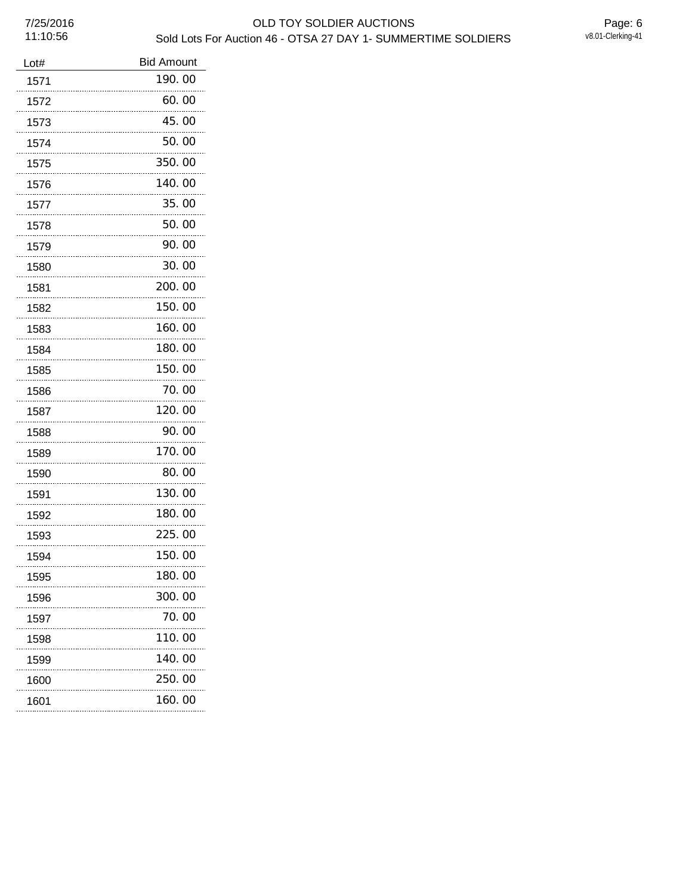| Lot# | Bid Amount |
| --- | --- |
| 1571 | 190.00 |
| 1572 | 60.00 |
| 1573 | 45.00 |
| 1574 | 50.00 |
| 1575 | 350.00 |
| 1576 | 140.00 |
| 1577 | 35.00 |
| 1578 | 50.00 |
| 1579 | 90.00 |
| 1580 | 30.00 |
| 1581 | 200.00 |
| 1582 | 150.00 |
| 1583 | 160.00 |
| 1584 | 180.00 |
| 1585 | 150.00 |
| 1586 | 70.00 |
| 1587 | 120.00 |
| 1588 | 90.00 |
| 1589 | 170.00 |
| 1590 | 80.00 |
| 1591 | 130.00 |
| 1592 | 180.00 |
| 1593 | 225.00 |
| 1594 | 150.00 |
| 1595 | 180.00 |
| 1596 | 300.00 |
| 1597 | 70.00 |
| 1598 | 110.00 |
| 1599 | 140.00 |
| 1600 | 250.00 |
| 1601 | 160.00 |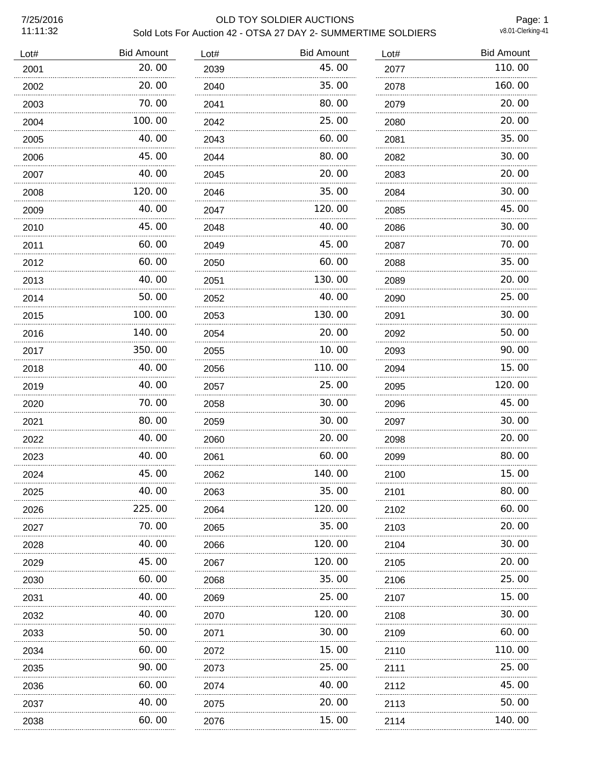# OLD TOY SOLDIER AUCTIONS

## Sold Lots For Auction 42 - OTSA 27 DAY 2- SUMMERTIME SOLDIERS

7/25/2016 11:11:32

v8.01-Clerking-41

| Lot# | Bid Amount |
|---|---|
| 2001 | 20.00 |
| 2002 | 20.00 |
| 2003 | 70.00 |
| 2004 | 100.00 |
| 2005 | 40.00 |
| 2006 | 45.00 |
| 2007 | 40.00 |
| 2008 | 120.00 |
| 2009 | 40.00 |
| 2010 | 45.00 |
| 2011 | 60.00 |
| 2012 | 60.00 |
| 2013 | 40.00 |
| 2014 | 50.00 |
| 2015 | 100.00 |
| 2016 | 140.00 |
| 2017 | 350.00 |
| 2018 | 40.00 |
| 2019 | 40.00 |
| 2020 | 70.00 |
| 2021 | 80.00 |
| 2022 | 40.00 |
| 2023 | 40.00 |
| 2024 | 45.00 |
| 2025 | 40.00 |
| 2026 | 225.00 |
| 2027 | 70.00 |
| 2028 | 40.00 |
| 2029 | 45.00 |
| 2030 | 60.00 |
| 2031 | 40.00 |
| 2032 | 40.00 |
| 2033 | 50.00 |
| 2034 | 60.00 |
| 2035 | 90.00 |
| 2036 | 60.00 |
| 2037 | 40.00 |
| 2038 | 60.00 |
| 2039 | 45.00 |
| 2040 | 35.00 |
| 2041 | 80.00 |
| 2042 | 25.00 |
| 2043 | 60.00 |
| 2044 | 80.00 |
| 2045 | 20.00 |
| 2046 | 35.00 |
| 2047 | 120.00 |
| 2048 | 40.00 |
| 2049 | 45.00 |
| 2050 | 60.00 |
| 2051 | 130.00 |
| 2052 | 40.00 |
| 2053 | 130.00 |
| 2054 | 20.00 |
| 2055 | 10.00 |
| 2056 | 110.00 |
| 2057 | 25.00 |
| 2058 | 30.00 |
| 2059 | 30.00 |
| 2060 | 20.00 |
| 2061 | 60.00 |
| 2062 | 140.00 |
| 2063 | 35.00 |
| 2064 | 120.00 |
| 2065 | 35.00 |
| 2066 | 120.00 |
| 2067 | 120.00 |
| 2068 | 35.00 |
| 2069 | 25.00 |
| 2070 | 120.00 |
| 2071 | 30.00 |
| 2072 | 15.00 |
| 2073 | 25.00 |
| 2074 | 40.00 |
| 2075 | 20.00 |
| 2076 | 15.00 |
| 2077 | 110.00 |
| 2078 | 160.00 |
| 2079 | 20.00 |
| 2080 | 20.00 |
| 2081 | 35.00 |
| 2082 | 30.00 |
| 2083 | 20.00 |
| 2084 | 30.00 |
| 2085 | 45.00 |
| 2086 | 30.00 |
| 2087 | 70.00 |
| 2088 | 35.00 |
| 2089 | 20.00 |
| 2090 | 25.00 |
| 2091 | 30.00 |
| 2092 | 50.00 |
| 2093 | 90.00 |
| 2094 | 15.00 |
| 2095 | 120.00 |
| 2096 | 45.00 |
| 2097 | 30.00 |
| 2098 | 20.00 |
| 2099 | 80.00 |
| 2100 | 15.00 |
| 2101 | 80.00 |
| 2102 | 60.00 |
| 2103 | 20.00 |
| 2104 | 30.00 |
| 2105 | 20.00 |
| 2106 | 25.00 |
| 2107 | 15.00 |
| 2108 | 30.00 |
| 2109 | 60.00 |
| 2110 | 110.00 |
| 2111 | 25.00 |
| 2112 | 45.00 |
| 2113 | 50.00 |
| 2114 | 140.00 |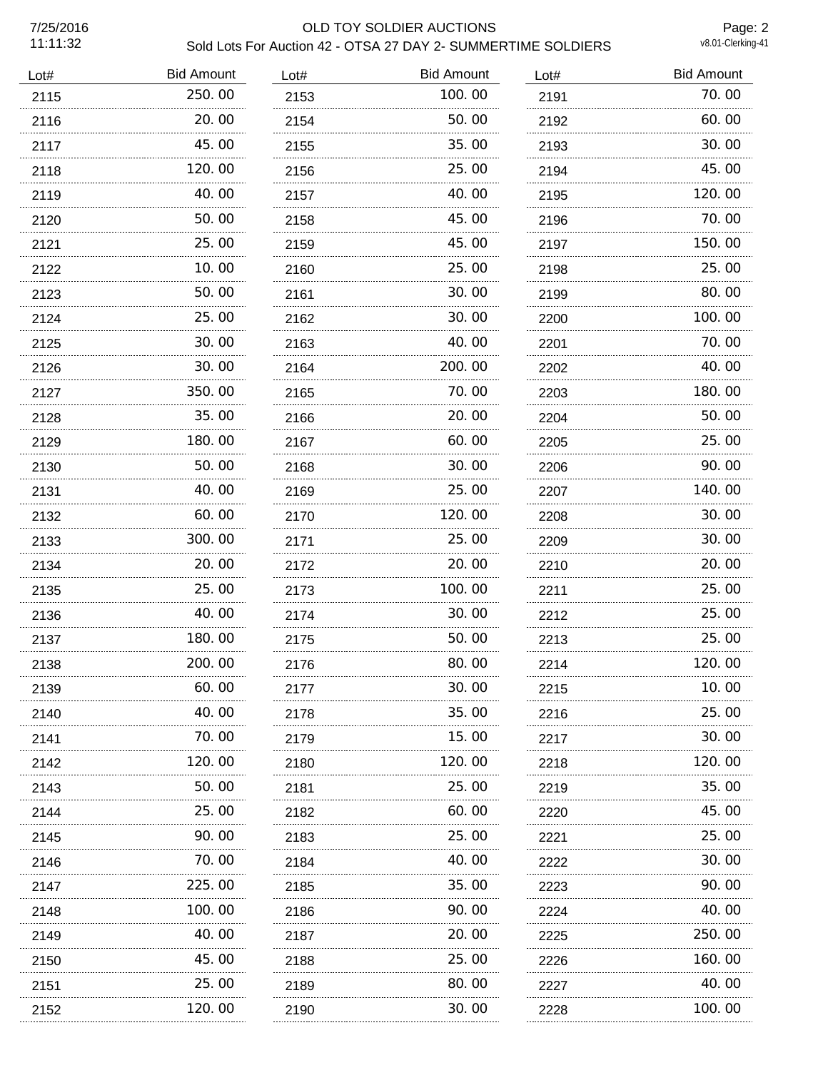# OLD TOY SOLDIER AUCTIONS

## Sold Lots For Auction 42 - OTSA 27 DAY 2- SUMMERTIME SOLDIERS

7/25/2016 11:11:32

| Lot# | Bid Amount |
|---|---|
| 2115 | 250.00 |
| 2116 | 20.00 |
| 2117 | 45.00 |
| 2118 | 120.00 |
| 2119 | 40.00 |
| 2120 | 50.00 |
| 2121 | 25.00 |
| 2122 | 10.00 |
| 2123 | 50.00 |
| 2124 | 25.00 |
| 2125 | 30.00 |
| 2126 | 30.00 |
| 2127 | 350.00 |
| 2128 | 35.00 |
| 2129 | 180.00 |
| 2130 | 50.00 |
| 2131 | 40.00 |
| 2132 | 60.00 |
| 2133 | 300.00 |
| 2134 | 20.00 |
| 2135 | 25.00 |
| 2136 | 40.00 |
| 2137 | 180.00 |
| 2138 | 200.00 |
| 2139 | 60.00 |
| 2140 | 40.00 |
| 2141 | 70.00 |
| 2142 | 120.00 |
| 2143 | 50.00 |
| 2144 | 25.00 |
| 2145 | 90.00 |
| 2146 | 70.00 |
| 2147 | 225.00 |
| 2148 | 100.00 |
| 2149 | 40.00 |
| 2150 | 45.00 |
| 2151 | 25.00 |
| 2152 | 120.00 |
| 2153 | 100.00 |
| 2154 | 50.00 |
| 2155 | 35.00 |
| 2156 | 25.00 |
| 2157 | 40.00 |
| 2158 | 45.00 |
| 2159 | 45.00 |
| 2160 | 25.00 |
| 2161 | 30.00 |
| 2162 | 30.00 |
| 2163 | 40.00 |
| 2164 | 200.00 |
| 2165 | 70.00 |
| 2166 | 20.00 |
| 2167 | 60.00 |
| 2168 | 30.00 |
| 2169 | 25.00 |
| 2170 | 120.00 |
| 2171 | 25.00 |
| 2172 | 20.00 |
| 2173 | 100.00 |
| 2174 | 30.00 |
| 2175 | 50.00 |
| 2176 | 80.00 |
| 2177 | 30.00 |
| 2178 | 35.00 |
| 2179 | 15.00 |
| 2180 | 120.00 |
| 2181 | 25.00 |
| 2182 | 60.00 |
| 2183 | 25.00 |
| 2184 | 40.00 |
| 2185 | 35.00 |
| 2186 | 90.00 |
| 2187 | 20.00 |
| 2188 | 25.00 |
| 2189 | 80.00 |
| 2190 | 30.00 |
| 2191 | 70.00 |
| 2192 | 60.00 |
| 2193 | 30.00 |
| 2194 | 45.00 |
| 2195 | 120.00 |
| 2196 | 70.00 |
| 2197 | 150.00 |
| 2198 | 25.00 |
| 2199 | 80.00 |
| 2200 | 100.00 |
| 2201 | 70.00 |
| 2202 | 40.00 |
| 2203 | 180.00 |
| 2204 | 50.00 |
| 2205 | 25.00 |
| 2206 | 90.00 |
| 2207 | 140.00 |
| 2208 | 30.00 |
| 2209 | 30.00 |
| 2210 | 20.00 |
| 2211 | 25.00 |
| 2212 | 25.00 |
| 2213 | 25.00 |
| 2214 | 120.00 |
| 2215 | 10.00 |
| 2216 | 25.00 |
| 2217 | 30.00 |
| 2218 | 120.00 |
| 2219 | 35.00 |
| 2220 | 45.00 |
| 2221 | 25.00 |
| 2222 | 30.00 |
| 2223 | 90.00 |
| 2224 | 40.00 |
| 2225 | 250.00 |
| 2226 | 160.00 |
| 2227 | 40.00 |
| 2228 | 100.00 |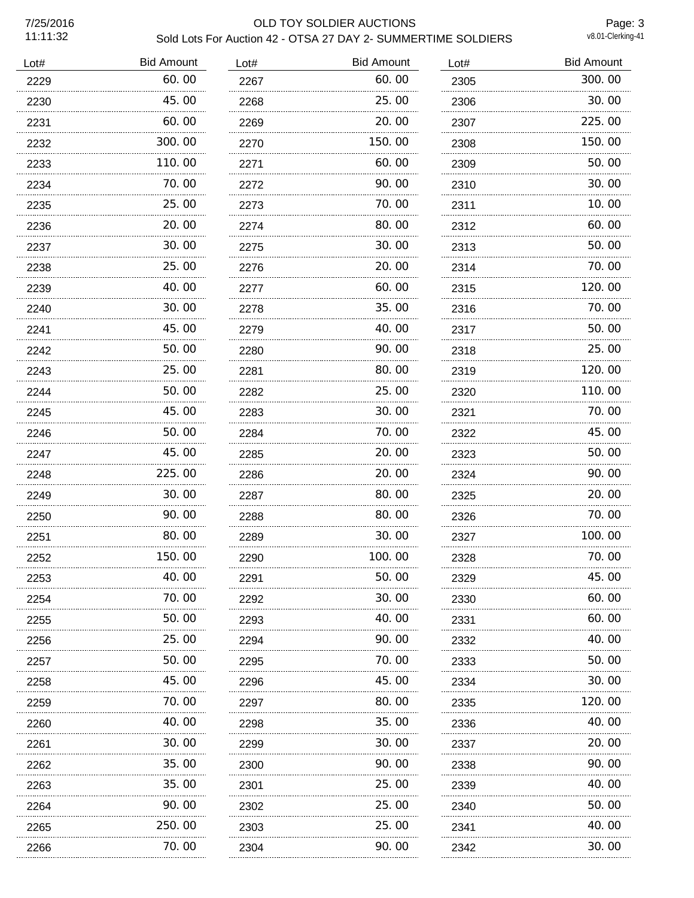# OLD TOY SOLDIER AUCTIONS

## Sold Lots For Auction 42 - OTSA 27 DAY 2- SUMMERTIME SOLDIERS

7/25/2016 11:11:32

| Lot# | Bid Amount | Lot# | Bid Amount | Lot# | Bid Amount |
|---|---|---|---|---|---|
| 2229 | 60. 00 | 2267 | 60. 00 | 2305 | 300. 00 |
| 2230 | 45. 00 | 2268 | 25. 00 | 2306 | 30. 00 |
| 2231 | 60. 00 | 2269 | 20. 00 | 2307 | 225. 00 |
| 2232 | 300. 00 | 2270 | 150. 00 | 2308 | 150. 00 |
| 2233 | 110. 00 | 2271 | 60. 00 | 2309 | 50. 00 |
| 2234 | 70. 00 | 2272 | 90. 00 | 2310 | 30. 00 |
| 2235 | 25. 00 | 2273 | 70. 00 | 2311 | 10. 00 |
| 2236 | 20. 00 | 2274 | 80. 00 | 2312 | 60. 00 |
| 2237 | 30. 00 | 2275 | 30. 00 | 2313 | 50. 00 |
| 2238 | 25. 00 | 2276 | 20. 00 | 2314 | 70. 00 |
| 2239 | 40. 00 | 2277 | 60. 00 | 2315 | 120. 00 |
| 2240 | 30. 00 | 2278 | 35. 00 | 2316 | 70. 00 |
| 2241 | 45. 00 | 2279 | 40. 00 | 2317 | 50. 00 |
| 2242 | 50. 00 | 2280 | 90. 00 | 2318 | 25. 00 |
| 2243 | 25. 00 | 2281 | 80. 00 | 2319 | 120. 00 |
| 2244 | 50. 00 | 2282 | 25. 00 | 2320 | 110. 00 |
| 2245 | 45. 00 | 2283 | 30. 00 | 2321 | 70. 00 |
| 2246 | 50. 00 | 2284 | 70. 00 | 2322 | 45. 00 |
| 2247 | 45. 00 | 2285 | 20. 00 | 2323 | 50. 00 |
| 2248 | 225. 00 | 2286 | 20. 00 | 2324 | 90. 00 |
| 2249 | 30. 00 | 2287 | 80. 00 | 2325 | 20. 00 |
| 2250 | 90. 00 | 2288 | 80. 00 | 2326 | 70. 00 |
| 2251 | 80. 00 | 2289 | 30. 00 | 2327 | 100. 00 |
| 2252 | 150. 00 | 2290 | 100. 00 | 2328 | 70. 00 |
| 2253 | 40. 00 | 2291 | 50. 00 | 2329 | 45. 00 |
| 2254 | 70. 00 | 2292 | 30. 00 | 2330 | 60. 00 |
| 2255 | 50. 00 | 2293 | 40. 00 | 2331 | 60. 00 |
| 2256 | 25. 00 | 2294 | 90. 00 | 2332 | 40. 00 |
| 2257 | 50. 00 | 2295 | 70. 00 | 2333 | 50. 00 |
| 2258 | 45. 00 | 2296 | 45. 00 | 2334 | 30. 00 |
| 2259 | 70. 00 | 2297 | 80. 00 | 2335 | 120. 00 |
| 2260 | 40. 00 | 2298 | 35. 00 | 2336 | 40. 00 |
| 2261 | 30. 00 | 2299 | 30. 00 | 2337 | 20. 00 |
| 2262 | 35. 00 | 2300 | 90. 00 | 2338 | 90. 00 |
| 2263 | 35. 00 | 2301 | 25. 00 | 2339 | 40. 00 |
| 2264 | 90. 00 | 2302 | 25. 00 | 2340 | 50. 00 |
| 2265 | 250. 00 | 2303 | 25. 00 | 2341 | 40. 00 |
| 2266 | 70. 00 | 2304 | 90. 00 | 2342 | 30. 00 |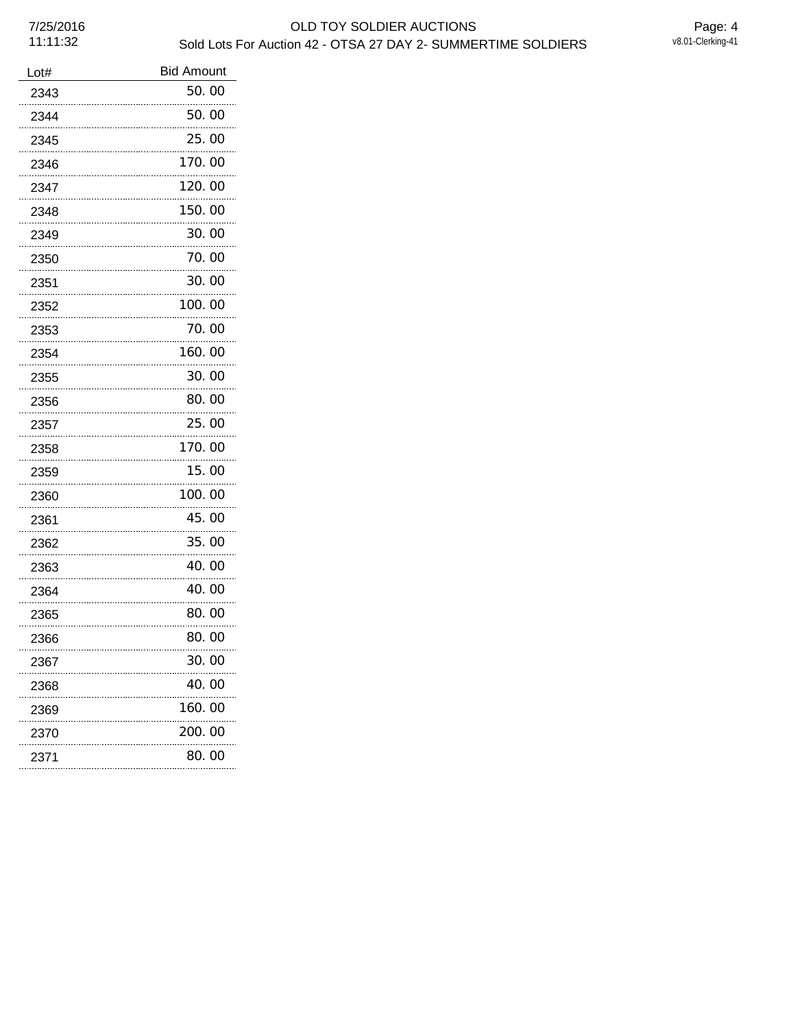| Lot# | Bid Amount |
|---|---|
| 2343 | 50. 00 |
| 2344 | 50. 00 |
| 2345 | 25. 00 |
| 2346 | 170. 00 |
| 2347 | 120. 00 |
| 2348 | 150. 00 |
| 2349 | 30. 00 |
| 2350 | 70. 00 |
| 2351 | 30. 00 |
| 2352 | 100. 00 |
| 2353 | 70. 00 |
| 2354 | 160. 00 |
| 2355 | 30. 00 |
| 2356 | 80. 00 |
| 2357 | 25. 00 |
| 2358 | 170. 00 |
| 2359 | 15. 00 |
| 2360 | 100. 00 |
| 2361 | 45. 00 |
| 2362 | 35. 00 |
| 2363 | 40. 00 |
| 2364 | 40. 00 |
| 2365 | 80. 00 |
| 2366 | 80. 00 |
| 2367 | 30. 00 |
| 2368 | 40. 00 |
| 2369 | 160. 00 |
| 2370 | 200. 00 |
| 2371 | 80. 00 |